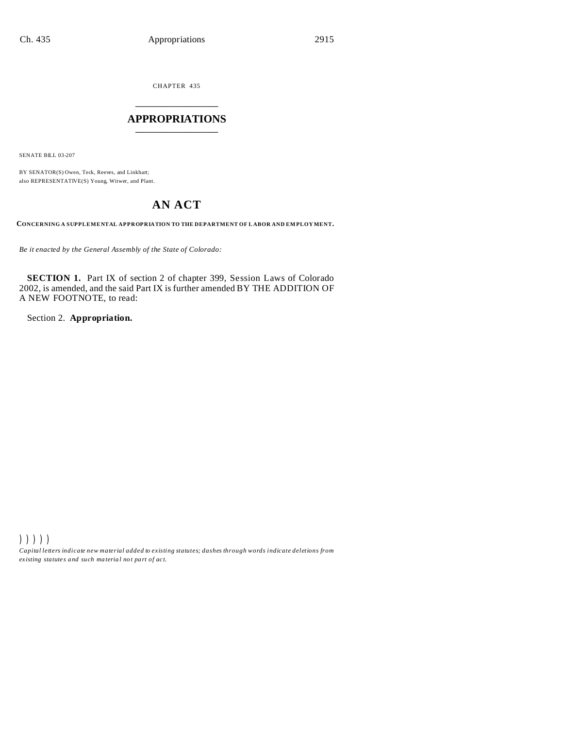CHAPTER 435

# APPROPRIATIONS

SENATE BILL 03-207

BY SENATOR(S) Owen, Teck, Reeves, and Linkhart;
also REPRESENTATIVE(S) Young, Witwer, and Plant.

## AN ACT

**CONCERNING A SUPPLEMENTAL APPROPRIATION TO THE DEPARTMENT OF LABOR AND EMPLOYMENT.**

*Be it enacted by the General Assembly of the State of Colorado:*

**SECTION 1.** Part IX of section 2 of chapter 399, Session Laws of Colorado 2002, is amended, and the said Part IX is further amended BY THE ADDITION OF A NEW FOOTNOTE, to read:

Section 2. **Appropriation.**

) ) ) ) )

*Capital letters indicate new material added to existing statutes; dashes through words indicate deletions from existing statutes and such material not part of act.*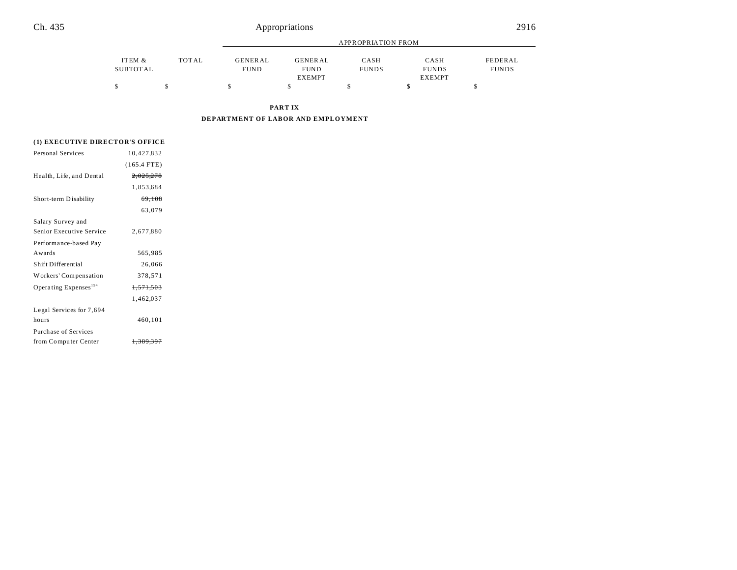## PART IX

## DEPARTMENT OF LABOR AND EMPLOYMENT

| | ITEM & SUBTOTAL | TOTAL | APPROPRIATION FROM GENERAL FUND | GENERAL FUND EXEMPT | CASH FUNDS | CASH FUNDS EXEMPT | FEDERAL FUNDS |
|---|---|---|---|---|---|---|---|
| | $ | $ | $ | $ | $ | $ | $ |
| **(1) EXECUTIVE DIRECTOR'S OFFICE** | | | | | | | |
| Personal Services | 10,427,832 | | | | | | |
| | (165.4 FTE) | | | | | | |
| Health, Life, and Dental | ~~2,025,270~~ | | | | | | |
| | 1,853,684 | | | | | | |
| Short-term Disability | ~~69,108~~ | | | | | | |
| | 63,079 | | | | | | |
| Salary Survey and Senior Executive Service | 2,677,880 | | | | | | |
| Performance-based Pay Awards | 565,985 | | | | | | |
| Shift Differential | 26,066 | | | | | | |
| Workers' Compensation | 378,571 | | | | | | |
| Operating Expenses[154] | ~~1,571,503~~ | | | | | | |
| | 1,462,037 | | | | | | |
| Legal Services for 7,694 hours | 460,101 | | | | | | |
| Purchase of Services from Computer Center | ~~1,389,397~~ | | | | | | |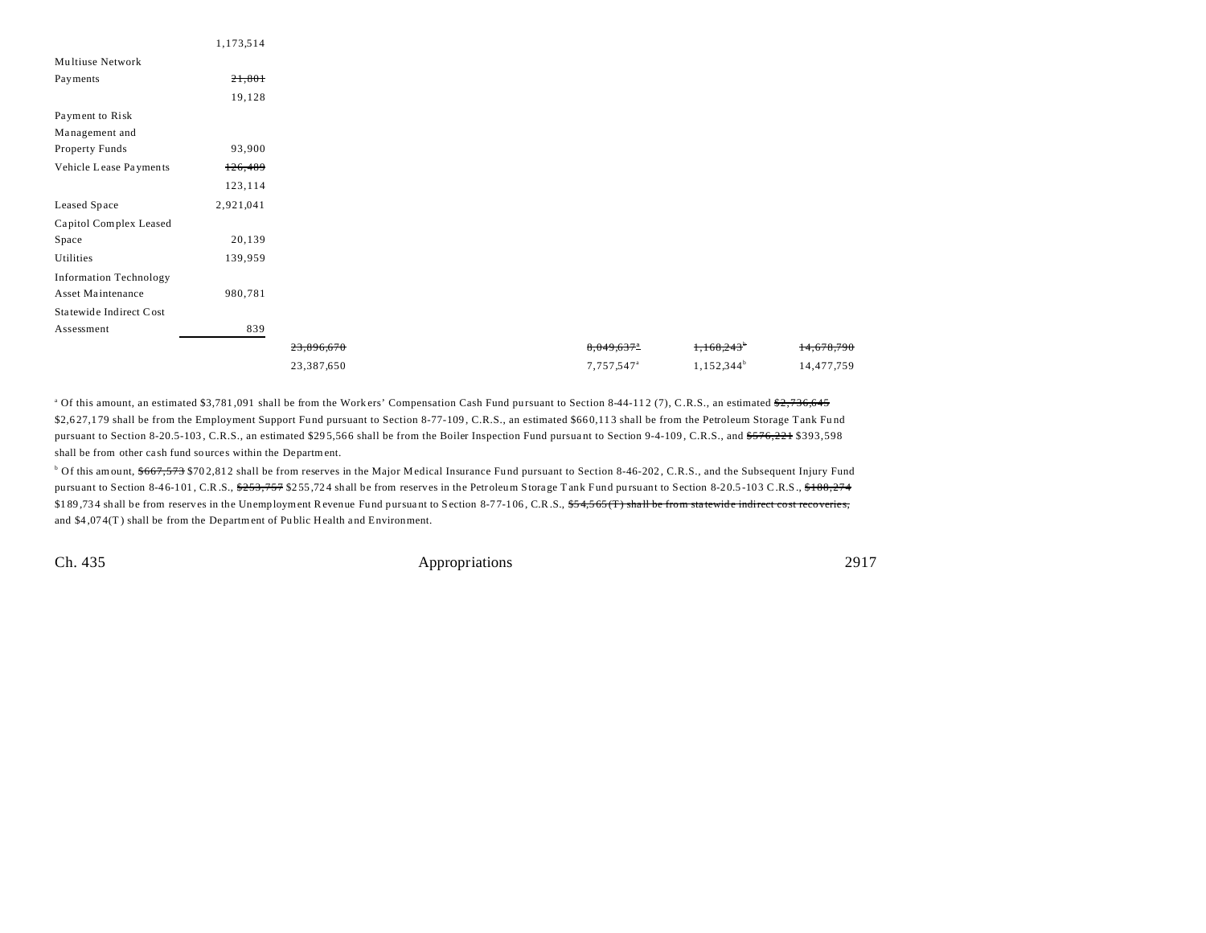| | | | | | | | |
|---|---|---|---|---|---|---|---|
| | 1,173,514 | | | | | | |
| Multiuse Network Payments | ~~21,801~~ | | | | | | |
| | 19,128 | | | | | | |
| Payment to Risk Management and Property Funds | 93,900 | | | | | | |
| Vehicle Lease Payments | ~~126,489~~ | | | | | | |
| | 123,114 | | | | | | |
| Leased Space | 2,921,041 | | | | | | |
| Capitol Complex Leased Space | 20,139 | | | | | | |
| Utilities | 139,959 | | | | | | |
| Information Technology Asset Maintenance | 980,781 | | | | | | |
| Statewide Indirect Cost Assessment | 839 | | | | | | |
| | | ~~23,896,670~~ | | | ~~8,049,637~~[a] | ~~1,168,243~~[b] | ~~14,678,790~~ |
| | | 23,387,650 | | | 7,757,547[a] | 1,152,344[b] | 14,477,759 |

[a] Of this amount, an estimated $3,781,091 shall be from the Workers' Compensation Cash Fund pursuant to Section 8-44-112 (7), C.R.S., an estimated ~~$2,736,645~~ $2,627,179 shall be from the Employment Support Fund pursuant to Section 8-77-109, C.R.S., an estimated $660,113 shall be from the Petroleum Storage Tank Fund pursuant to Section 8-20.5-103, C.R.S., an estimated $295,566 shall be from the Boiler Inspection Fund pursuant to Section 9-4-109, C.R.S., and ~~$576,221~~ $393,598 shall be from other cash fund sources within the Department.

[b] Of this amount, ~~$667,573~~ $702,812 shall be from reserves in the Major Medical Insurance Fund pursuant to Section 8-46-202, C.R.S., and the Subsequent Injury Fund pursuant to Section 8-46-101, C.R.S., ~~$253,757~~ $255,724 shall be from reserves in the Petroleum Storage Tank Fund pursuant to Section 8-20.5-103 C.R.S., ~~$188,274~~ $189,734 shall be from reserves in the Unemployment Revenue Fund pursuant to Section 8-77-106, C.R.S., ~~$54,565(T) shall be from statewide indirect cost recoveries,~~ and $4,074(T) shall be from the Department of Public Health and Environment.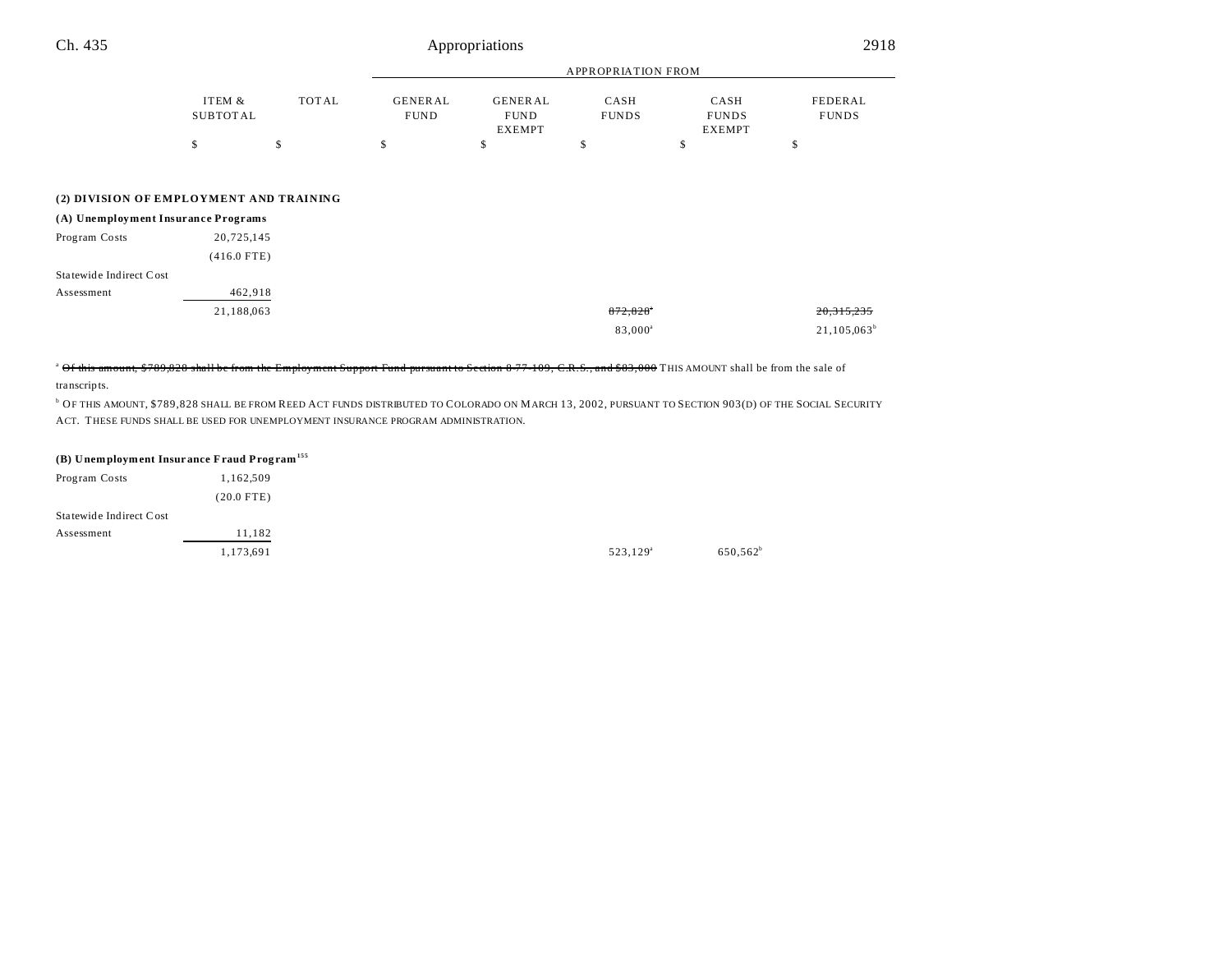| | ITEM & SUBTOTAL | TOTAL | APPROPRIATION FROM GENERAL FUND | GENERAL FUND EXEMPT | CASH FUNDS | CASH FUNDS EXEMPT | FEDERAL FUNDS |
|---|---|---|---|---|---|---|---|
| | $ | $ | $ | $ | $ | $ | $ |
| **(2) DIVISION OF EMPLOYMENT AND TRAINING** | | | | | | | |
| **(A) Unemployment Insurance Programs** | | | | | | | |
| Program Costs | 20,725,145 | | | | | | |
| | (416.0 FTE) | | | | | | |
| Statewide Indirect Cost Assessment | 462,918 | | | | | | |
| | 21,188,063 | | | | ~~872,828~~[a] | | ~~20,315,235~~ |
| | | | | | 83,000[a] | | 21,105,063[b] |

[a] ~~Of this amount, $789,828 shall be from the Employment Support Fund pursuant to Section 8-77-109, C.R.S., and $83,000~~ THIS AMOUNT shall be from the sale of transcripts.

[b] OF THIS AMOUNT, $789,828 SHALL BE FROM REED ACT FUNDS DISTRIBUTED TO COLORADO ON MARCH 13, 2002, PURSUANT TO SECTION 903(D) OF THE SOCIAL SECURITY ACT. THESE FUNDS SHALL BE USED FOR UNEMPLOYMENT INSURANCE PROGRAM ADMINISTRATION.

| | ITEM & SUBTOTAL | TOTAL | GENERAL FUND | GENERAL FUND EXEMPT | CASH FUNDS | CASH FUNDS EXEMPT | FEDERAL FUNDS |
|---|---|---|---|---|---|---|---|
| **(B) Unemployment Insurance Fraud Program**[155] | | | | | | | |
| Program Costs | 1,162,509 | | | | | | |
| | (20.0 FTE) | | | | | | |
| Statewide Indirect Cost Assessment | 11,182 | | | | | | |
| | 1,173,691 | | | | 523,129[a] | 650,562[b] | |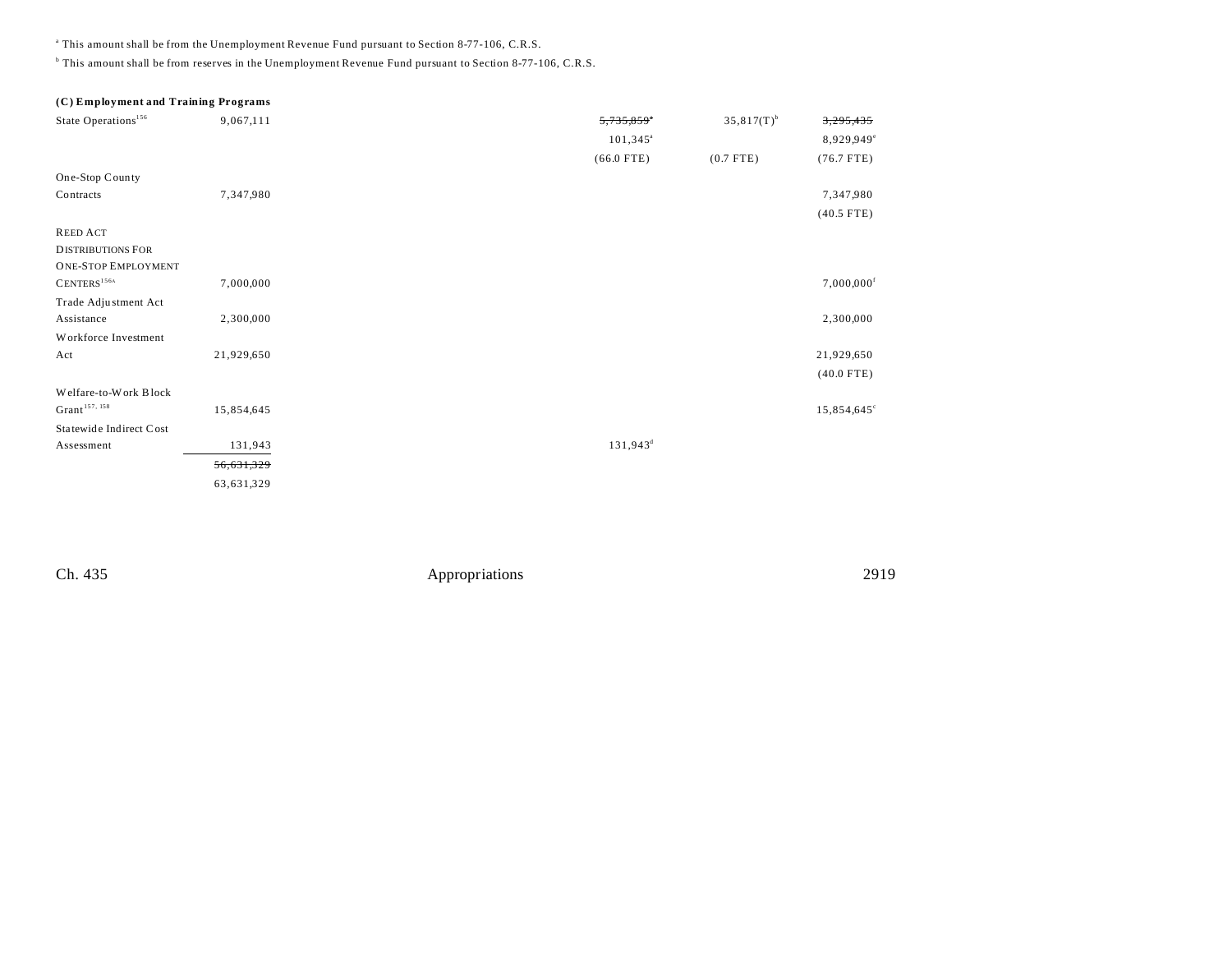[a] This amount shall be from the Unemployment Revenue Fund pursuant to Section 8-77-106, C.R.S.

[b] This amount shall be from reserves in the Unemployment Revenue Fund pursuant to Section 8-77-106, C.R.S.

**(C) Employment and Training Programs**

| | Total | | | | | |
|---|---|---|---|---|---|---|
| State Operations[156] | 9,067,111 | | ~~5,735,859~~[a] | 35,817(T)[b] | ~~3,295,435~~ | |
| | | | 101,345[a] | | 8,929,949[e] | |
| | | | (66.0 FTE) | (0.7 FTE) | (76.7 FTE) | |
| One-Stop County Contracts | 7,347,980 | | | | 7,347,980 | |
| | | | | | (40.5 FTE) | |
| REED ACT DISTRIBUTIONS FOR ONE-STOP EMPLOYMENT CENTERS[156A] | 7,000,000 | | | | 7,000,000[f] | |
| Trade Adjustment Act Assistance | 2,300,000 | | | | 2,300,000 | |
| Workforce Investment Act | 21,929,650 | | | | 21,929,650 | |
| | | | | | (40.0 FTE) | |
| Welfare-to-Work Block Grant[157, 158] | 15,854,645 | | | | 15,854,645[c] | |
| Statewide Indirect Cost Assessment | 131,943 | | 131,943[d] | | | |
| | ~~56,631,329~~ | | | | | |
| | 63,631,329 | | | | | |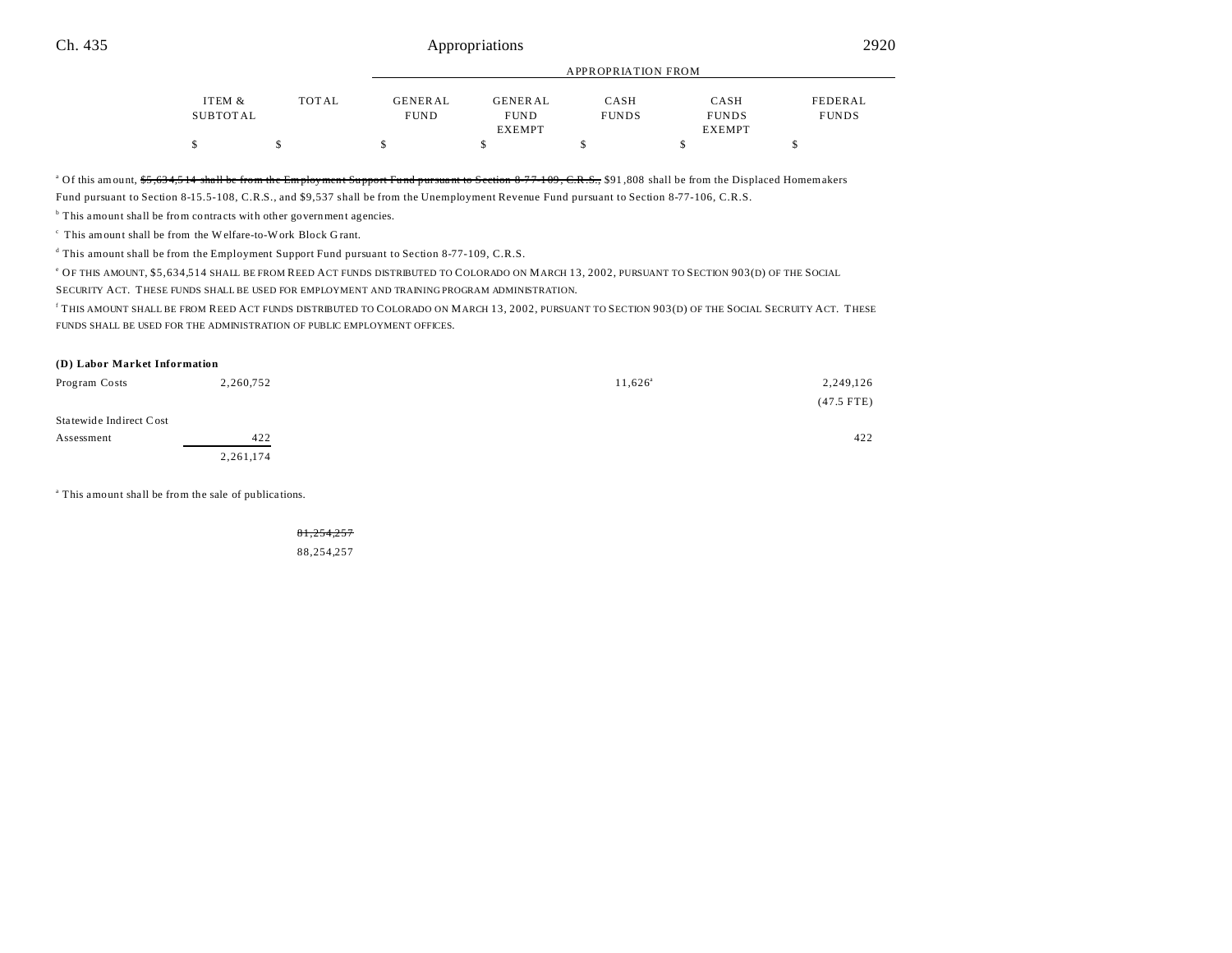| | ITEM & SUBTOTAL | TOTAL | APPROPRIATION FROM GENERAL FUND | GENERAL FUND EXEMPT | CASH FUNDS | CASH FUNDS EXEMPT | FEDERAL FUNDS |
|---|---|---|---|---|---|---|---|
| | $ | $ | $ | $ | $ | $ | $ |

[a] Of this amount, ~~$5,634,514 shall be from the Employment Support Fund pursuant to Section 8-77-109, C.R.S.,~~ $91,808 shall be from the Displaced Homemakers Fund pursuant to Section 8-15.5-108, C.R.S., and $9,537 shall be from the Unemployment Revenue Fund pursuant to Section 8-77-106, C.R.S.

[b] This amount shall be from contracts with other government agencies.

[c] This amount shall be from the Welfare-to-Work Block Grant.

[d] This amount shall be from the Employment Support Fund pursuant to Section 8-77-109, C.R.S.

[e] OF THIS AMOUNT, $5,634,514 SHALL BE FROM REED ACT FUNDS DISTRIBUTED TO COLORADO ON MARCH 13, 2002, PURSUANT TO SECTION 903(D) OF THE SOCIAL SECURITY ACT. THESE FUNDS SHALL BE USED FOR EMPLOYMENT AND TRAINING PROGRAM ADMINISTRATION.

[f] THIS AMOUNT SHALL BE FROM REED ACT FUNDS DISTRIBUTED TO COLORADO ON MARCH 13, 2002, PURSUANT TO SECTION 903(D) OF THE SOCIAL SECURITY ACT. THESE FUNDS SHALL BE USED FOR THE ADMINISTRATION OF PUBLIC EMPLOYMENT OFFICES.

**(D) Labor Market Information**

| | ITEM & SUBTOTAL | TOTAL | GENERAL FUND | GENERAL FUND EXEMPT | CASH FUNDS | CASH FUNDS EXEMPT | FEDERAL FUNDS |
|---|---|---|---|---|---|---|---|
| Program Costs | 2,260,752 | | | | 11,626[a] | | 2,249,126 (47.5 FTE) |
| Statewide Indirect Cost Assessment | 422 | | | | | | 422 |
| | 2,261,174 | | | | | | |

[a] This amount shall be from the sale of publications.

| | ITEM & SUBTOTAL | TOTAL | GENERAL FUND | GENERAL FUND EXEMPT | CASH FUNDS | CASH FUNDS EXEMPT | FEDERAL FUNDS |
|---|---|---|---|---|---|---|---|
| | | ~~81,254,257~~ 88,254,257 | | | | | |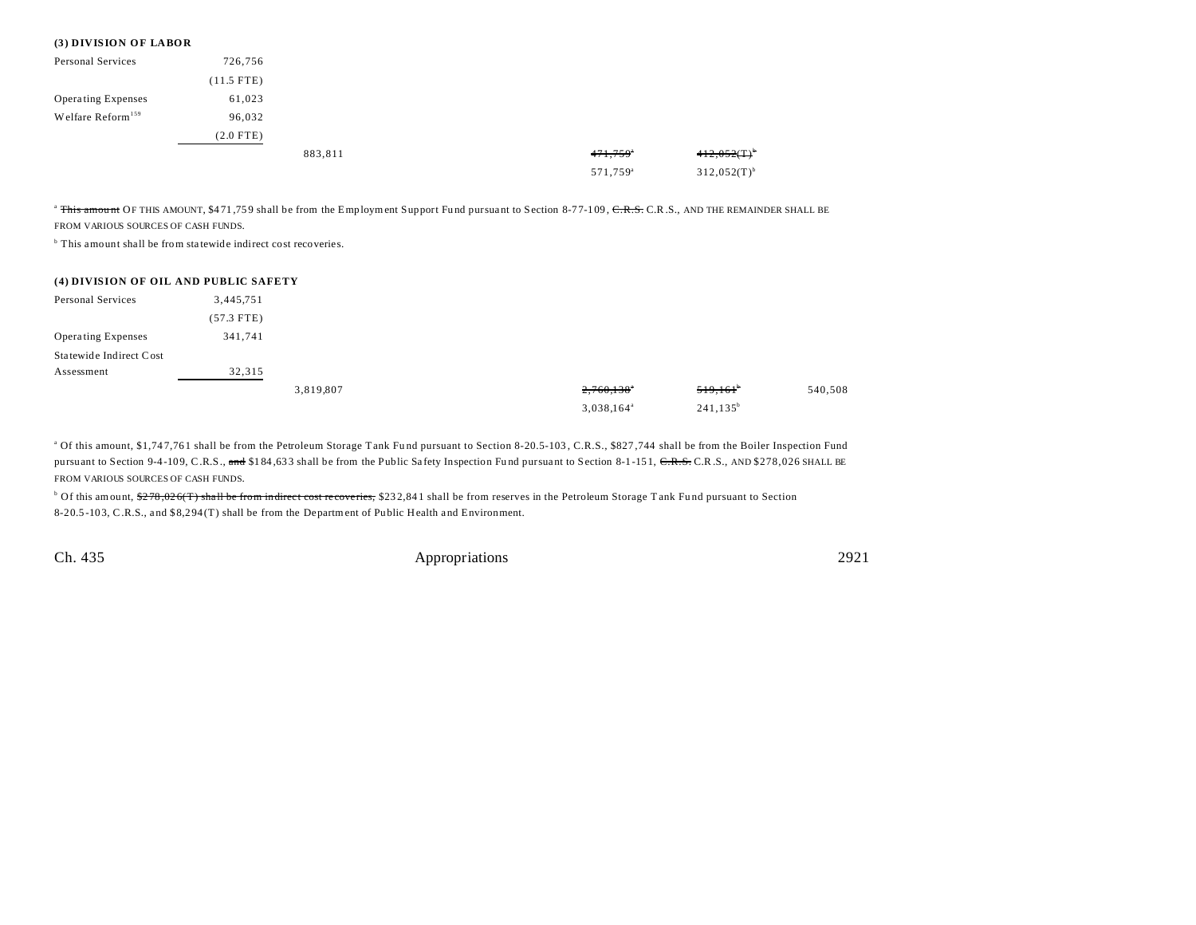**(3) DIVISION OF LABOR**

| | | | | | | |
|---|---|---|---|---|---|---|
| Personal Services | 726,756 | | | | | |
| | (11.5 FTE) | | | | | |
| Operating Expenses | 61,023 | | | | | |
| Welfare Reform[159] | 96,032 | | | | | |
| | (2.0 FTE) | | | | | |
| | | 883,811 | | ~~471,759~~[a] | ~~412,052(T)~~[b] | |
| | | | | 571,759[a] | 312,052(T)[b] | |

[a] ~~This amount~~ OF THIS AMOUNT, $471,759 shall be from the Employment Support Fund pursuant to Section 8-77-109, ~~C.R.S.~~ C.R.S., AND THE REMAINDER SHALL BE FROM VARIOUS SOURCES OF CASH FUNDS.

[b] This amount shall be from statewide indirect cost recoveries.

**(4) DIVISION OF OIL AND PUBLIC SAFETY**

| | | | | | | |
|---|---|---|---|---|---|---|
| Personal Services | 3,445,751 | | | | | |
| | (57.3 FTE) | | | | | |
| Operating Expenses | 341,741 | | | | | |
| Statewide Indirect Cost Assessment | 32,315 | | | | | |
| | | 3,819,807 | | ~~2,760,138~~[a] | ~~519,161~~[b] | 540,508 |
| | | | | 3,038,164[a] | 241,135[b] | |

[a] Of this amount, $1,747,761 shall be from the Petroleum Storage Tank Fund pursuant to Section 8-20.5-103, C.R.S., $827,744 shall be from the Boiler Inspection Fund pursuant to Section 9-4-109, C.R.S., ~~and~~ $184,633 shall be from the Public Safety Inspection Fund pursuant to Section 8-1-151, ~~C.R.S.~~ C.R.S., AND $278,026 SHALL BE FROM VARIOUS SOURCES OF CASH FUNDS.

[b] Of this amount, ~~$278,026(T) shall be from indirect cost recoveries,~~ $232,841 shall be from reserves in the Petroleum Storage Tank Fund pursuant to Section 8-20.5-103, C.R.S., and $8,294(T) shall be from the Department of Public Health and Environment.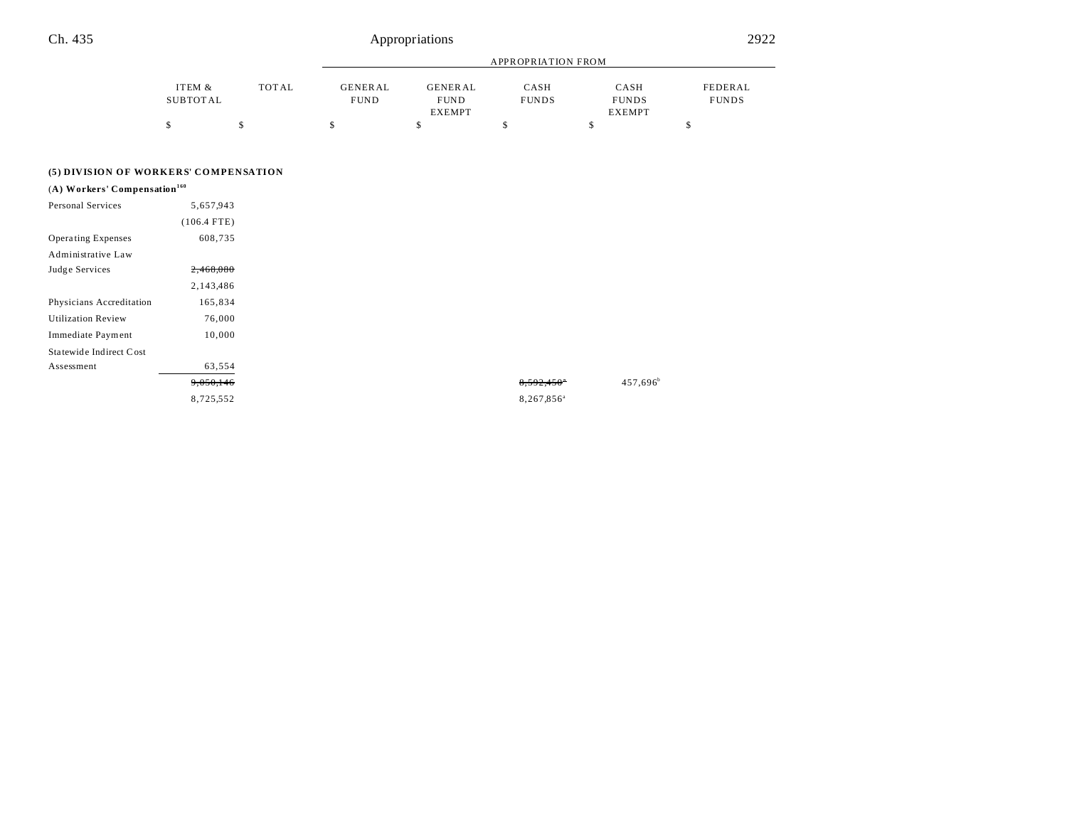| | ITEM & SUBTOTAL | TOTAL | APPROPRIATION FROM GENERAL FUND | GENERAL FUND EXEMPT | CASH FUNDS | CASH FUNDS EXEMPT | FEDERAL FUNDS |
|---|---|---|---|---|---|---|---|
| | $ | $ | $ | $ | $ | $ | $ |
| **(5) DIVISION OF WORKERS' COMPENSATION** | | | | | | | |
| **(A) Workers' Compensation**[160] | | | | | | | |
| Personal Services | 5,657,943 | | | | | | |
| | (106.4 FTE) | | | | | | |
| Operating Expenses | 608,735 | | | | | | |
| Administrative Law Judge Services | ~~2,468,080~~ | | | | | | |
| | 2,143,486 | | | | | | |
| Physicians Accreditation | 165,834 | | | | | | |
| Utilization Review | 76,000 | | | | | | |
| Immediate Payment | 10,000 | | | | | | |
| Statewide Indirect Cost Assessment | 63,554 | | | | | | |
| | ~~9,050,146~~ | | | | ~~8,592,450~~[a] | 457,696[b] | |
| | 8,725,552 | | | | 8,267,856[a] | | |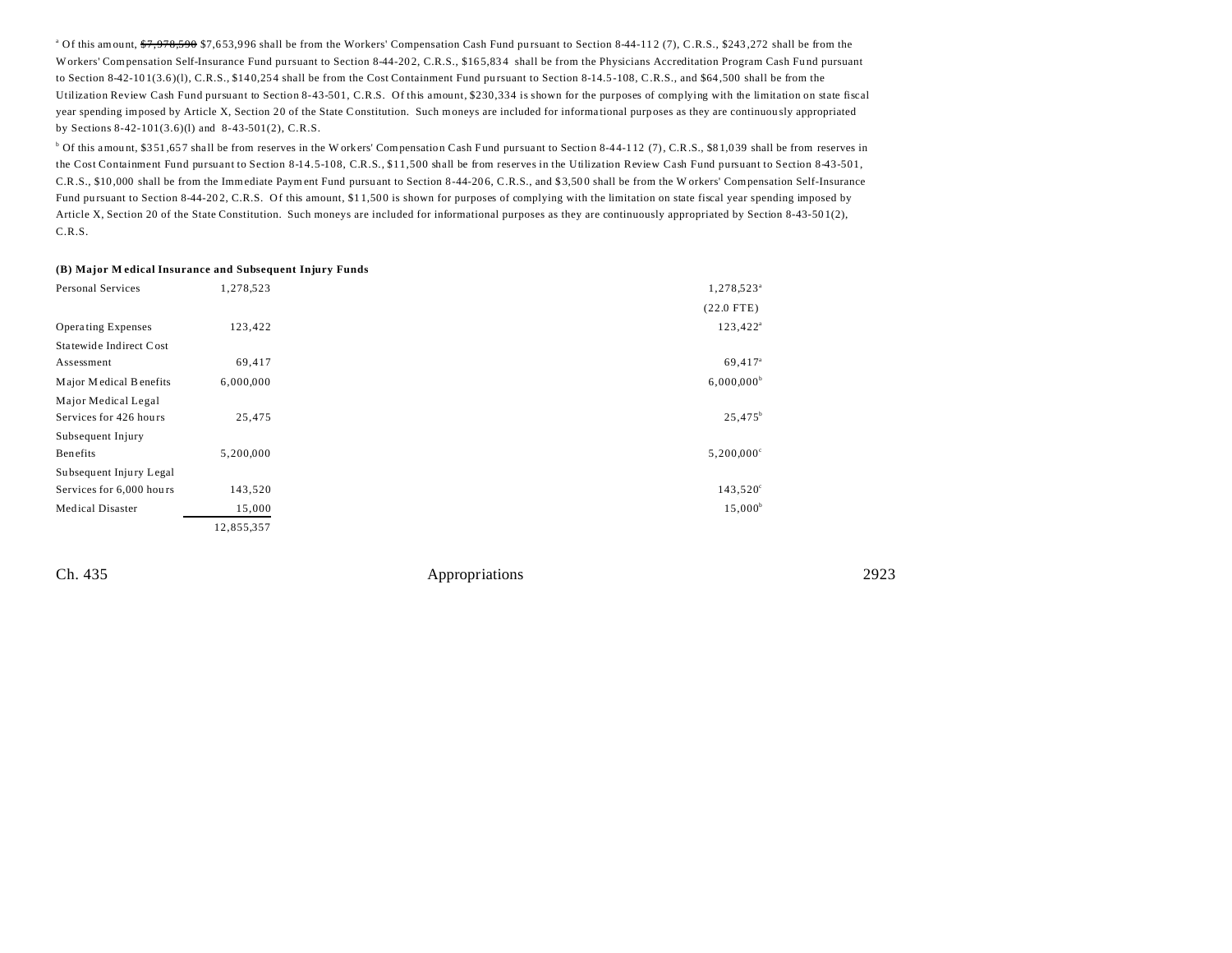[a] Of this amount, ~~$7,978,590~~ $7,653,996 shall be from the Workers' Compensation Cash Fund pursuant to Section 8-44-112 (7), C.R.S., $243,272 shall be from the Workers' Compensation Self-Insurance Fund pursuant to Section 8-44-202, C.R.S., $165,834 shall be from the Physicians Accreditation Program Cash Fund pursuant to Section 8-42-101(3.6)(l), C.R.S., $140,254 shall be from the Cost Containment Fund pursuant to Section 8-14.5-108, C.R.S., and $64,500 shall be from the Utilization Review Cash Fund pursuant to Section 8-43-501, C.R.S. Of this amount, $230,334 is shown for the purposes of complying with the limitation on state fiscal year spending imposed by Article X, Section 20 of the State Constitution. Such moneys are included for informational purposes as they are continuously appropriated by Sections 8-42-101(3.6)(l) and 8-43-501(2), C.R.S.

[b] Of this amount, $351,657 shall be from reserves in the Workers' Compensation Cash Fund pursuant to Section 8-44-112 (7), C.R.S., $81,039 shall be from reserves in the Cost Containment Fund pursuant to Section 8-14.5-108, C.R.S., $11,500 shall be from reserves in the Utilization Review Cash Fund pursuant to Section 8-43-501, C.R.S., $10,000 shall be from the Immediate Payment Fund pursuant to Section 8-44-206, C.R.S., and $3,500 shall be from the Workers' Compensation Self-Insurance Fund pursuant to Section 8-44-202, C.R.S. Of this amount, $11,500 is shown for purposes of complying with the limitation on state fiscal year spending imposed by Article X, Section 20 of the State Constitution. Such moneys are included for informational purposes as they are continuously appropriated by Section 8-43-501(2), C.R.S.

**(B) Major Medical Insurance and Subsequent Injury Funds**

| | Total | Cash Funds |
|---|---|---|
| Personal Services | 1,278,523 | 1,278,523[a] |
| | | (22.0 FTE) |
| Operating Expenses | 123,422 | 123,422[a] |
| Statewide Indirect Cost Assessment | 69,417 | 69,417[a] |
| Major Medical Benefits | 6,000,000 | 6,000,000[b] |
| Major Medical Legal Services for 426 hours | 25,475 | 25,475[b] |
| Subsequent Injury Benefits | 5,200,000 | 5,200,000[c] |
| Subsequent Injury Legal Services for 6,000 hours | 143,520 | 143,520[c] |
| Medical Disaster | 15,000 | 15,000[b] |
| | 12,855,357 | |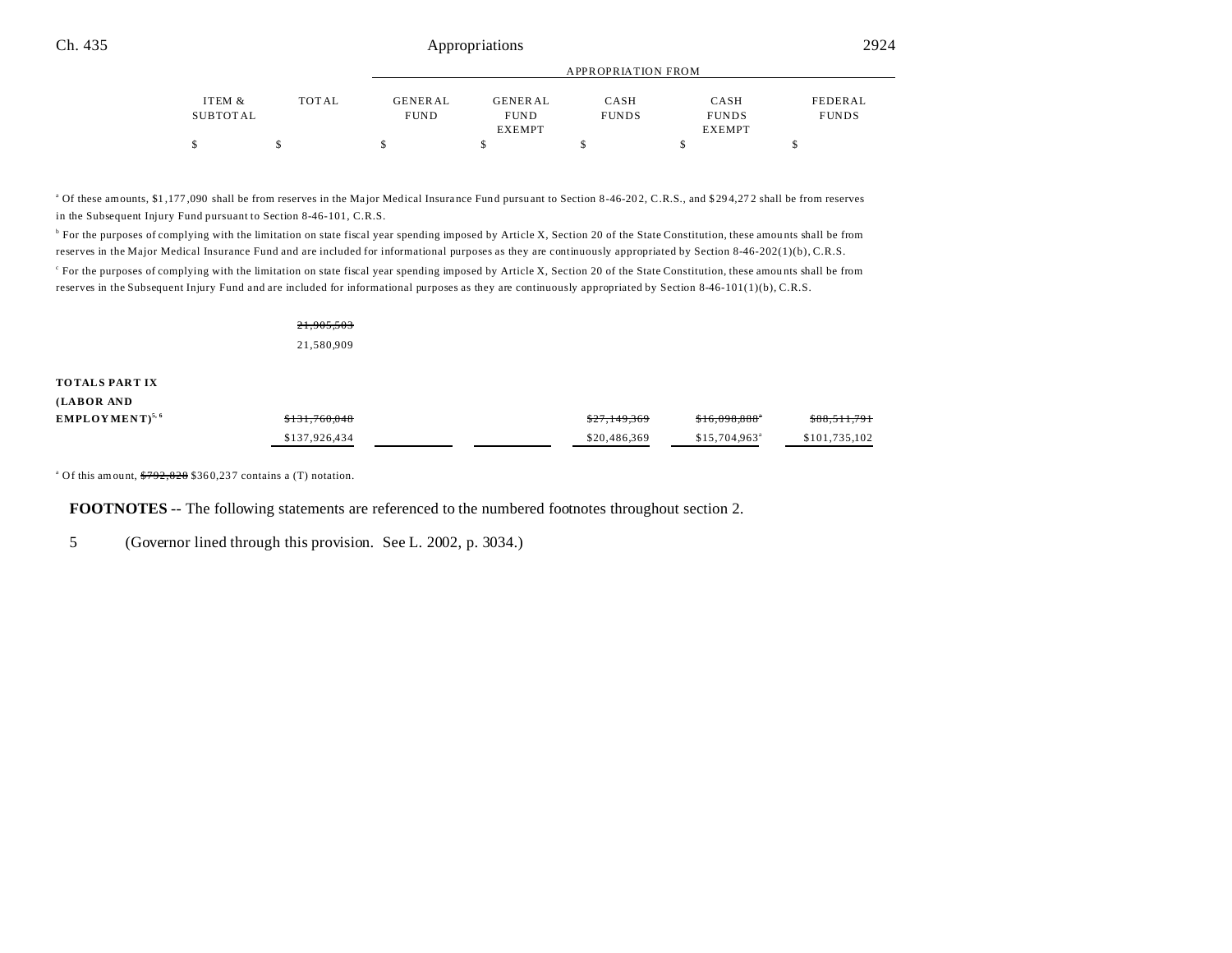| | ITEM & SUBTOTAL | TOTAL | GENERAL FUND | GENERAL FUND EXEMPT | CASH FUNDS | CASH FUNDS EXEMPT | FEDERAL FUNDS |
|---|---|---|---|---|---|---|---|
| | | | APPROPRIATION FROM | | | | |
| | $ | $ | $ | $ | $ | $ | $ |

[a] Of these amounts, $1,177,090 shall be from reserves in the Major Medical Insurance Fund pursuant to Section 8-46-202, C.R.S., and $294,272 shall be from reserves in the Subsequent Injury Fund pursuant to Section 8-46-101, C.R.S.

[b] For the purposes of complying with the limitation on state fiscal year spending imposed by Article X, Section 20 of the State Constitution, these amounts shall be from reserves in the Major Medical Insurance Fund and are included for informational purposes as they are continuously appropriated by Section 8-46-202(1)(b), C.R.S.

[c] For the purposes of complying with the limitation on state fiscal year spending imposed by Article X, Section 20 of the State Constitution, these amounts shall be from reserves in the Subsequent Injury Fund and are included for informational purposes as they are continuously appropriated by Section 8-46-101(1)(b), C.R.S.

| | ITEM & SUBTOTAL | TOTAL | GENERAL FUND | GENERAL FUND EXEMPT | CASH FUNDS | CASH FUNDS EXEMPT | FEDERAL FUNDS |
|---|---|---|---|---|---|---|---|
| | | ~~21,905,503~~ 21,580,909 | | | | | |
| **TOTALS PART IX (LABOR AND EMPLOYMENT)**[5, 6] | | ~~$131,760,048~~ $137,926,434 | | | ~~$27,149,369~~ $20,486,369 | ~~$16,098,888~~[a] $15,704,963[a] | ~~$88,511,791~~ $101,735,102 |

[a] Of this amount, ~~$792,020~~ $360,237 contains a (T) notation.

**FOOTNOTES** -- The following statements are referenced to the numbered footnotes throughout section 2.

5 (Governor lined through this provision. See L. 2002, p. 3034.)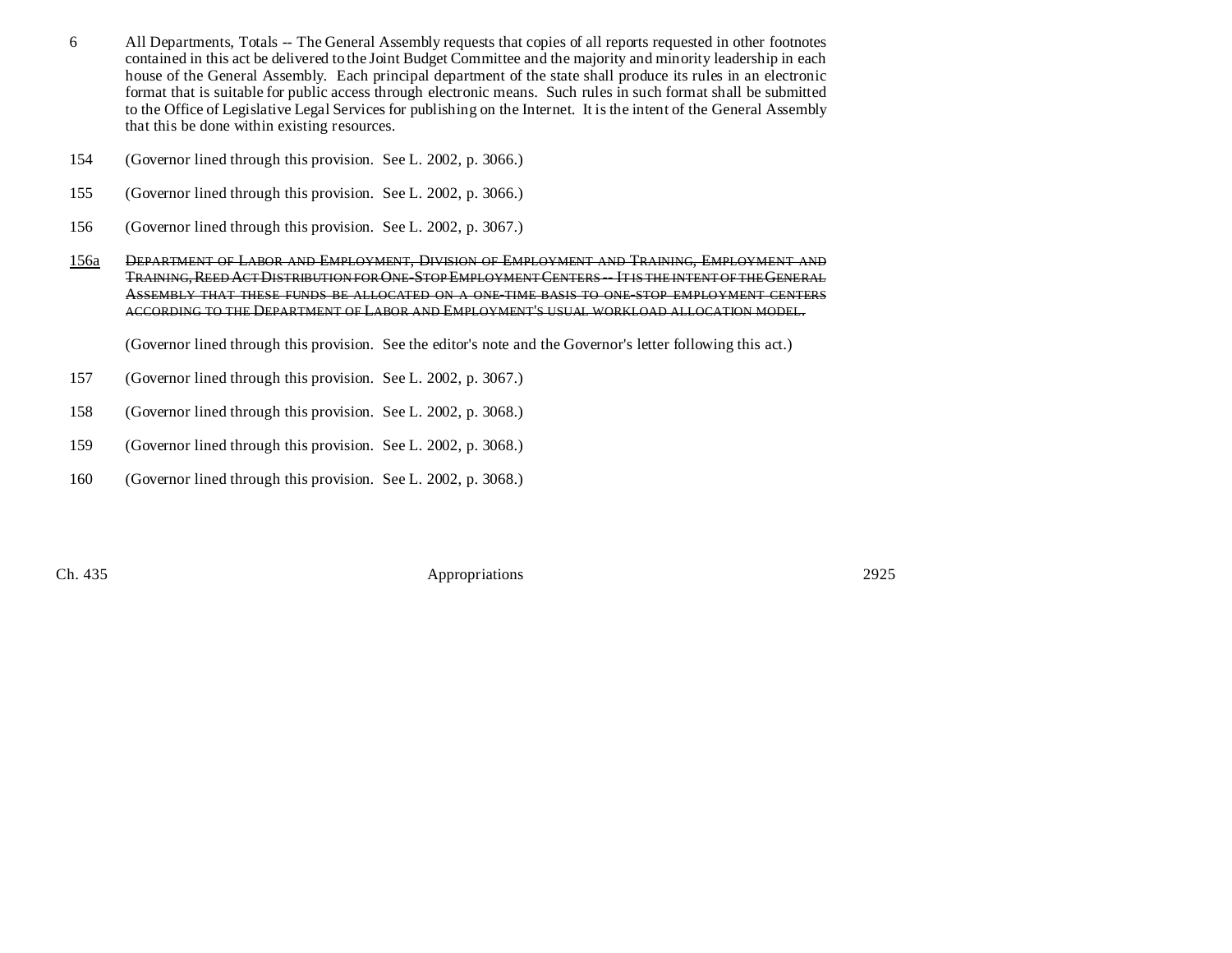6 All Departments, Totals -- The General Assembly requests that copies of all reports requested in other footnotes contained in this act be delivered to the Joint Budget Committee and the majority and minority leadership in each house of the General Assembly. Each principal department of the state shall produce its rules in an electronic format that is suitable for public access through electronic means. Such rules in such format shall be submitted to the Office of Legislative Legal Services for publishing on the Internet. It is the intent of the General Assembly that this be done within existing resources.

154 (Governor lined through this provision. See L. 2002, p. 3066.)

155 (Governor lined through this provision. See L. 2002, p. 3066.)

156 (Governor lined through this provision. See L. 2002, p. 3067.)

156a ~~Department of Labor and Employment, Division of Employment and Training, Employment and Training, Reed Act Distribution for One-Stop Employment Centers -- It is the intent of the General Assembly that these funds be allocated on a one-time basis to one-stop employment centers according to the Department of Labor and Employment's usual workload allocation model.~~

(Governor lined through this provision. See the editor's note and the Governor's letter following this act.)

157 (Governor lined through this provision. See L. 2002, p. 3067.)

158 (Governor lined through this provision. See L. 2002, p. 3068.)

159 (Governor lined through this provision. See L. 2002, p. 3068.)

160 (Governor lined through this provision. See L. 2002, p. 3068.)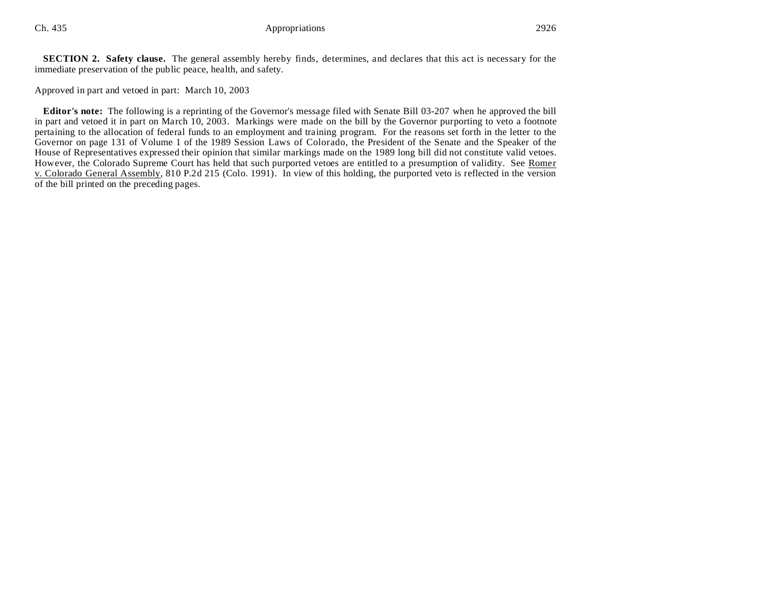**SECTION 2. Safety clause.** The general assembly hereby finds, determines, and declares that this act is necessary for the immediate preservation of the public peace, health, and safety.

Approved in part and vetoed in part: March 10, 2003

**Editor's note:** The following is a reprinting of the Governor's message filed with Senate Bill 03-207 when he approved the bill in part and vetoed it in part on March 10, 2003. Markings were made on the bill by the Governor purporting to veto a footnote pertaining to the allocation of federal funds to an employment and training program. For the reasons set forth in the letter to the Governor on page 131 of Volume 1 of the 1989 Session Laws of Colorado, the President of the Senate and the Speaker of the House of Representatives expressed their opinion that similar markings made on the 1989 long bill did not constitute valid vetoes. However, the Colorado Supreme Court has held that such purported vetoes are entitled to a presumption of validity. See Romer v. Colorado General Assembly, 810 P.2d 215 (Colo. 1991). In view of this holding, the purported veto is reflected in the version of the bill printed on the preceding pages.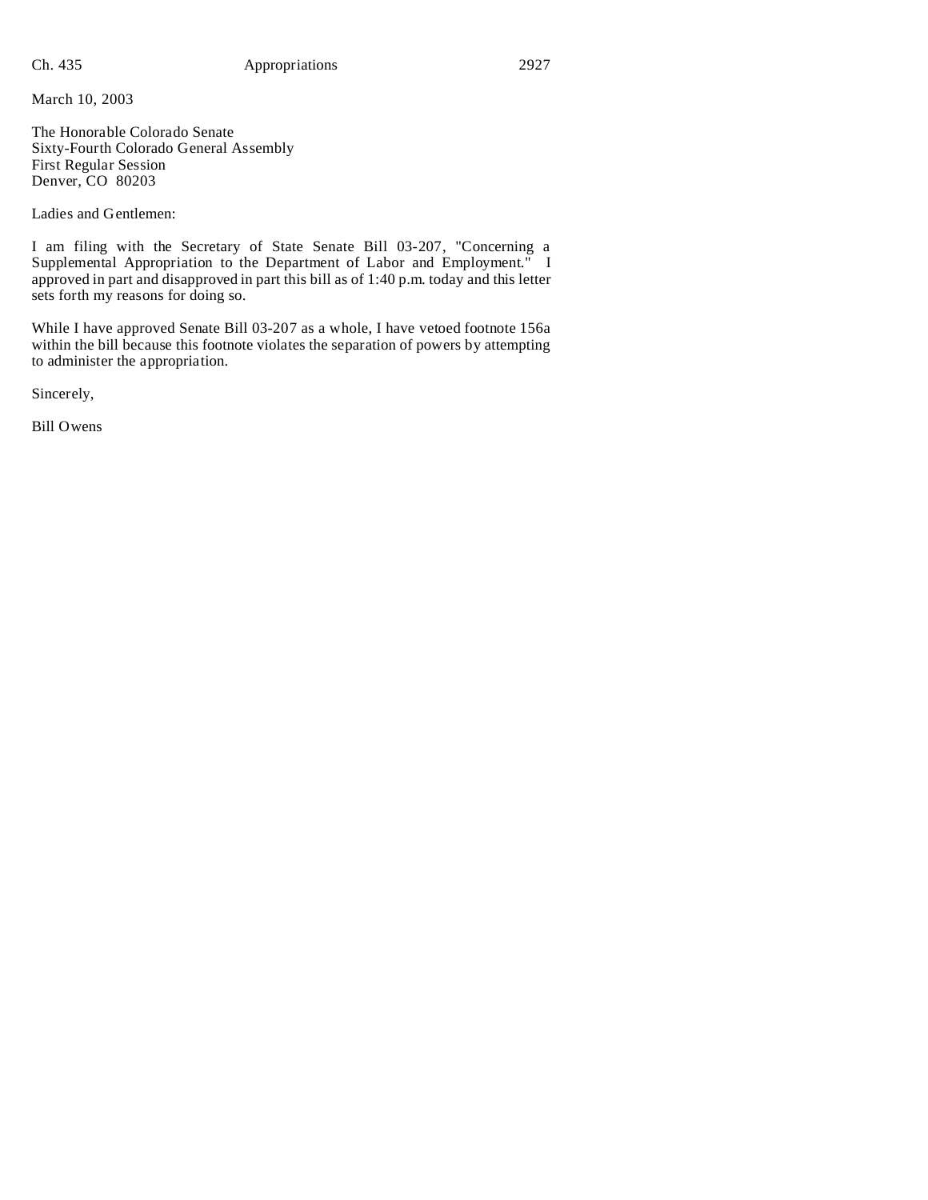March 10, 2003

The Honorable Colorado Senate
Sixty-Fourth Colorado General Assembly
First Regular Session
Denver, CO 80203

Ladies and Gentlemen:

I am filing with the Secretary of State Senate Bill 03-207, "Concerning a Supplemental Appropriation to the Department of Labor and Employment." I approved in part and disapproved in part this bill as of 1:40 p.m. today and this letter sets forth my reasons for doing so.

While I have approved Senate Bill 03-207 as a whole, I have vetoed footnote 156a within the bill because this footnote violates the separation of powers by attempting to administer the appropriation.

Sincerely,

Bill Owens